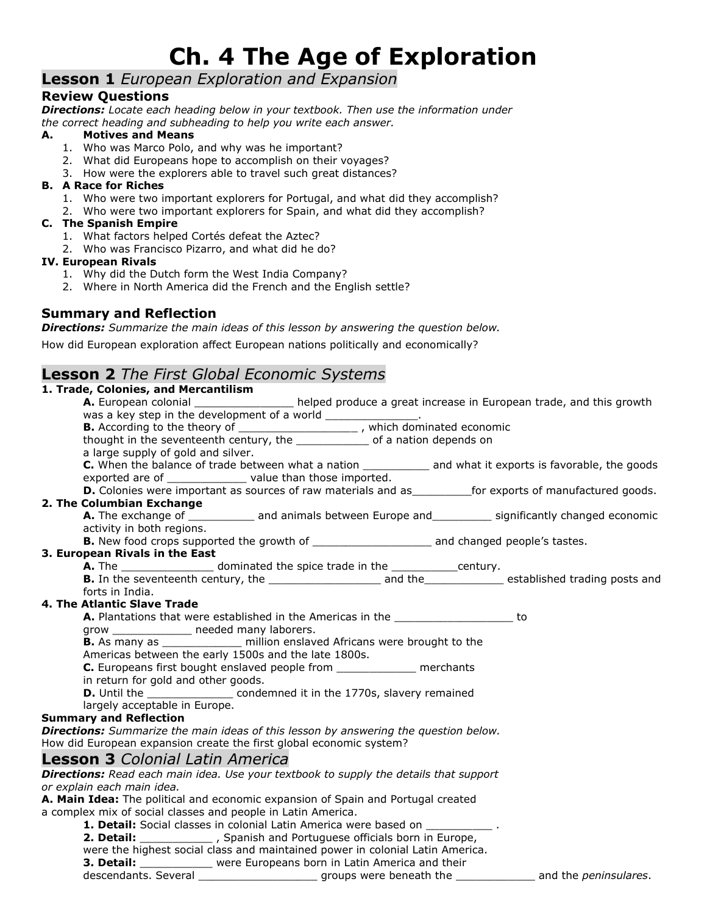# Ch. 4 The Age of Exploration

## **Lesson 1** *European Exploration and Expansion*

### Review Questions

***Directions:*** *Locate each heading below in your textbook. Then use the information under the correct heading and subheading to help you write each answer.*

**A. Motives and Means**

1. Who was Marco Polo, and why was he important?
2. What did Europeans hope to accomplish on their voyages?
3. How were the explorers able to travel such great distances?

**B. A Race for Riches**

1. Who were two important explorers for Portugal, and what did they accomplish?
2. Who were two important explorers for Spain, and what did they accomplish?

**C. The Spanish Empire**

1. What factors helped Cortés defeat the Aztec?
2. Who was Francisco Pizarro, and what did he do?

**IV. European Rivals**

1. Why did the Dutch form the West India Company?
2. Where in North America did the French and the English settle?

### Summary and Reflection

***Directions:*** *Summarize the main ideas of this lesson by answering the question below.*

How did European exploration affect European nations politically and economically?

## **Lesson 2** *The First Global Economic Systems*

**1. Trade, Colonies, and Mercantilism**

**A.** European colonial _______________ helped produce a great increase in European trade, and this growth was a key step in the development of a world ______________.

**B.** According to the theory of __________________ , which dominated economic thought in the seventeenth century, the ___________ of a nation depends on a large supply of gold and silver.

**C.** When the balance of trade between what a nation __________ and what it exports is favorable, the goods exported are of ____________ value than those imported.

**D.** Colonies were important as sources of raw materials and as_________for exports of manufactured goods.

**2. The Columbian Exchange**

**A.** The exchange of __________ and animals between Europe and_________ significantly changed economic activity in both regions.

**B.** New food crops supported the growth of __________________ and changed people's tastes.

**3. European Rivals in the East**

**A.** The ______________ dominated the spice trade in the __________century.

**B.** In the seventeenth century, the _________________ and the____________ established trading posts and forts in India.

**4. The Atlantic Slave Trade**

**A.** Plantations that were established in the Americas in the __________________ to grow ____________ needed many laborers.

**B.** As many as ____________ million enslaved Africans were brought to the Americas between the early 1500s and the late 1800s.

**C.** Europeans first bought enslaved people from ____________ merchants in return for gold and other goods.

**D.** Until the _____________ condemned it in the 1770s, slavery remained largely acceptable in Europe.

**Summary and Reflection**

***Directions:*** *Summarize the main ideas of this lesson by answering the question below.*

How did European expansion create the first global economic system?

## **Lesson 3** *Colonial Latin America*

***Directions:*** *Read each main idea. Use your textbook to supply the details that support or explain each main idea.*

**A. Main Idea:** The political and economic expansion of Spain and Portugal created a complex mix of social classes and people in Latin America.

**1. Detail:** Social classes in colonial Latin America were based on __________ .

**2. Detail:** ___________ , Spanish and Portuguese officials born in Europe, were the highest social class and maintained power in colonial Latin America.

**3. Detail:** ___________ were Europeans born in Latin America and their descendants. Several __________________ groups were beneath the ____________ and the *peninsulares*.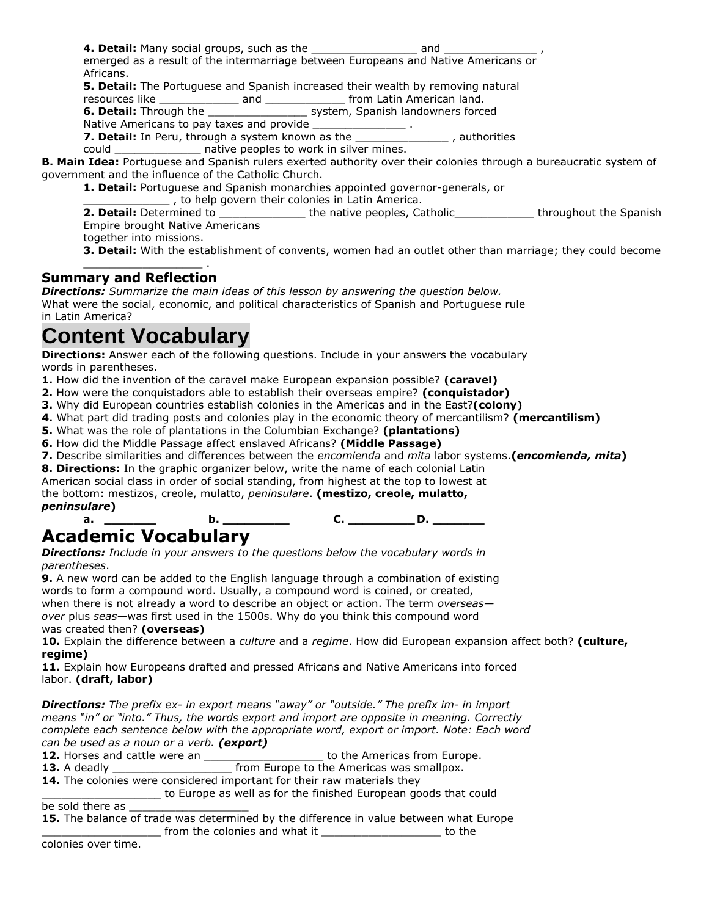**4. Detail:** Many social groups, such as the ________________ and ______________ , emerged as a result of the intermarriage between Europeans and Native Americans or Africans.

**5. Detail:** The Portuguese and Spanish increased their wealth by removing natural resources like ____________ and ____________ from Latin American land.

**6. Detail:** Through the _______________ system, Spanish landowners forced Native Americans to pay taxes and provide ______________ .

**7. Detail:** In Peru, through a system known as the ______________ , authorities could _____________ native peoples to work in silver mines.

**B. Main Idea:** Portuguese and Spanish rulers exerted authority over their colonies through a bureaucratic system of government and the influence of the Catholic Church.

**1. Detail:** Portuguese and Spanish monarchies appointed governor-generals, or _____________ , to help govern their colonies in Latin America.

**2. Detail:** Determined to _____________ the native peoples, Catholic____________ throughout the Spanish Empire brought Native Americans together into missions.

**3. Detail:** With the establishment of convents, women had an outlet other than marriage; they could become __________________ .

## Summary and Reflection

***Directions:*** *Summarize the main ideas of this lesson by answering the question below.*
What were the social, economic, and political characteristics of Spanish and Portuguese rule in Latin America?

# Content Vocabulary

**Directions:** Answer each of the following questions. Include in your answers the vocabulary words in parentheses.

**1.** How did the invention of the caravel make European expansion possible? **(caravel)**
**2.** How were the conquistadors able to establish their overseas empire? **(conquistador)**
**3.** Why did European countries establish colonies in the Americas and in the East?**(colony)**
**4.** What part did trading posts and colonies play in the economic theory of mercantilism? **(mercantilism)**
**5.** What was the role of plantations in the Columbian Exchange? **(plantations)**
**6.** How did the Middle Passage affect enslaved Africans? **(Middle Passage)**
**7.** Describe similarities and differences between the *encomienda* and *mita* labor systems.**(*encomienda, mita*)**
**8. Directions:** In the graphic organizer below, write the name of each colonial Latin American social class in order of social standing, from highest at the top to lowest at the bottom: mestizos, creole, mulatto, *peninsulare*. **(mestizo, creole, mulatto, *peninsulare*)**

**a.** _______ **b.** _________ **C.** _________ **D.** _______

# Academic Vocabulary

***Directions:*** *Include in your answers to the questions below the vocabulary words in parentheses*.

**9.** A new word can be added to the English language through a combination of existing words to form a compound word. Usually, a compound word is coined, or created, when there is not already a word to describe an object or action. The term *overseas*—*over* plus *seas*—was first used in the 1500s. Why do you think this compound word was created then? **(overseas)**

**10.** Explain the difference between a *culture* and a *regime*. How did European expansion affect both? **(culture, regime)**

**11.** Explain how Europeans drafted and pressed Africans and Native Americans into forced labor. **(draft, labor)**

***Directions:*** *The prefix ex- in export means "away" or "outside." The prefix im- in import means "in" or "into." Thus, the words export and import are opposite in meaning. Correctly complete each sentence below with the appropriate word, export or import. Note: Each word can be used as a noun or a verb.* ***(export)***

**12.** Horses and cattle were an __________________ to the Americas from Europe.
**13.** A deadly __________________ from Europe to the Americas was smallpox.
**14.** The colonies were considered important for their raw materials they __________________ to Europe as well as for the finished European goods that could be sold there as __________________
**15.** The balance of trade was determined by the difference in value between what Europe __________________ from the colonies and what it __________________ to the colonies over time.